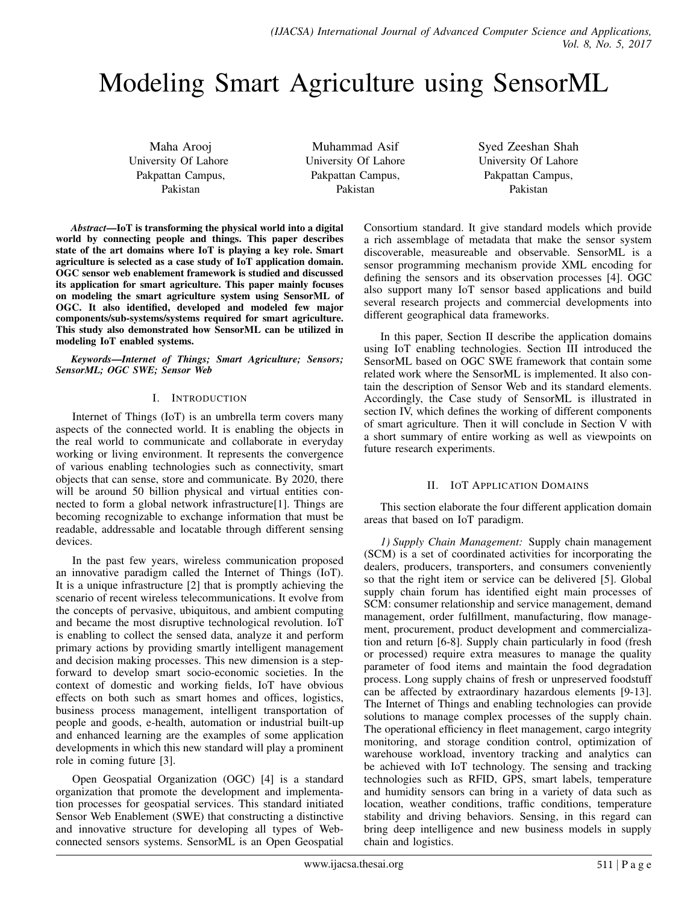# Modeling Smart Agriculture using SensorML

Maha Arooj
University Of Lahore
Pakpattan Campus,
Pakistan

Muhammad Asif
University Of Lahore
Pakpattan Campus,
Pakistan

Syed Zeeshan Shah
University Of Lahore
Pakpattan Campus,
Pakistan

***Abstract*—IoT is transforming the physical world into a digital world by connecting people and things. This paper describes state of the art domains where IoT is playing a key role. Smart agriculture is selected as a case study of IoT application domain. OGC sensor web enablement framework is studied and discussed its application for smart agriculture. This paper mainly focuses on modeling the smart agriculture system using SensorML of OGC. It also identified, developed and modeled few major components/sub-systems/systems required for smart agriculture. This study also demonstrated how SensorML can be utilized in modeling IoT enabled systems.**

***Keywords*—*Internet of Things; Smart Agriculture; Sensors; SensorML; OGC SWE; Sensor Web***

## I. Introduction

Internet of Things (IoT) is an umbrella term covers many aspects of the connected world. It is enabling the objects in the real world to communicate and collaborate in everyday working or living environment. It represents the convergence of various enabling technologies such as connectivity, smart objects that can sense, store and communicate. By 2020, there will be around 50 billion physical and virtual entities connected to form a global network infrastructure[1]. Things are becoming recognizable to exchange information that must be readable, addressable and locatable through different sensing devices.

In the past few years, wireless communication proposed an innovative paradigm called the Internet of Things (IoT). It is a unique infrastructure [2] that is promptly achieving the scenario of recent wireless telecommunications. It evolve from the concepts of pervasive, ubiquitous, and ambient computing and became the most disruptive technological revolution. IoT is enabling to collect the sensed data, analyze it and perform primary actions by providing smartly intelligent management and decision making processes. This new dimension is a step-forward to develop smart socio-economic societies. In the context of domestic and working fields, IoT have obvious effects on both such as smart homes and offices, logistics, business process management, intelligent transportation of people and goods, e-health, automation or industrial built-up and enhanced learning are the examples of some application developments in which this new standard will play a prominent role in coming future [3].

Open Geospatial Organization (OGC) [4] is a standard organization that promote the development and implementation processes for geospatial services. This standard initiated Sensor Web Enablement (SWE) that constructing a distinctive and innovative structure for developing all types of Web-connected sensors systems. SensorML is an Open Geospatial Consortium standard. It give standard models which provide a rich assemblage of metadata that make the sensor system discoverable, measureable and observable. SensorML is a sensor programming mechanism provide XML encoding for defining the sensors and its observation processes [4]. OGC also support many IoT sensor based applications and build several research projects and commercial developments into different geographical data frameworks.

In this paper, Section II describe the application domains using IoT enabling technologies. Section III introduced the SensorML based on OGC SWE framework that contain some related work where the SensorML is implemented. It also contain the description of Sensor Web and its standard elements. Accordingly, the Case study of SensorML is illustrated in section IV, which defines the working of different components of smart agriculture. Then it will conclude in Section V with a short summary of entire working as well as viewpoints on future research experiments.

## II. IoT Application Domains

This section elaborate the four different application domain areas that based on IoT paradigm.

*1) Supply Chain Management:* Supply chain management (SCM) is a set of coordinated activities for incorporating the dealers, producers, transporters, and consumers conveniently so that the right item or service can be delivered [5]. Global supply chain forum has identified eight main processes of SCM: consumer relationship and service management, demand management, order fulfillment, manufacturing, flow management, procurement, product development and commercialization and return [6-8]. Supply chain particularly in food (fresh or processed) require extra measures to manage the quality parameter of food items and maintain the food degradation process. Long supply chains of fresh or unpreserved foodstuff can be affected by extraordinary hazardous elements [9-13]. The Internet of Things and enabling technologies can provide solutions to manage complex processes of the supply chain. The operational efficiency in fleet management, cargo integrity monitoring, and storage condition control, optimization of warehouse workload, inventory tracking and analytics can be achieved with IoT technology. The sensing and tracking technologies such as RFID, GPS, smart labels, temperature and humidity sensors can bring in a variety of data such as location, weather conditions, traffic conditions, temperature stability and driving behaviors. Sensing, in this regard can bring deep intelligence and new business models in supply chain and logistics.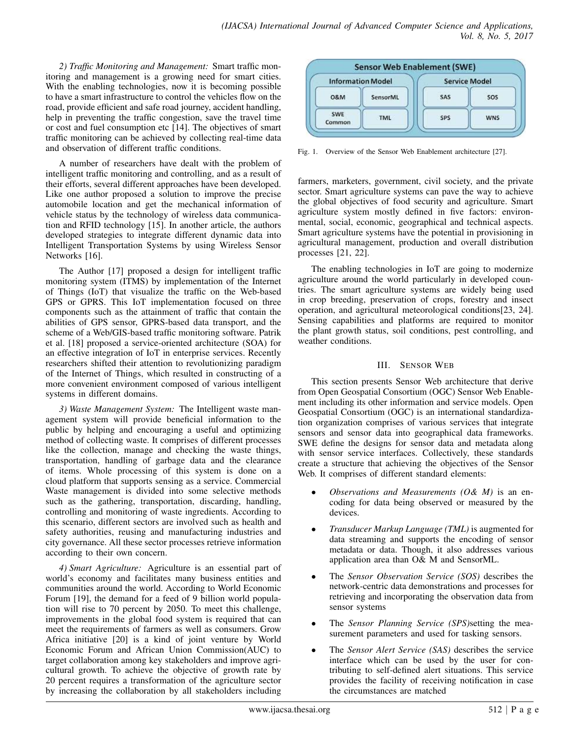*2) Traffic Monitoring and Management:* Smart traffic monitoring and management is a growing need for smart cities. With the enabling technologies, now it is becoming possible to have a smart infrastructure to control the vehicles flow on the road, provide efficient and safe road journey, accident handling, help in preventing the traffic congestion, save the travel time or cost and fuel consumption etc [14]. The objectives of smart traffic monitoring can be achieved by collecting real-time data and observation of different traffic conditions.

A number of researchers have dealt with the problem of intelligent traffic monitoring and controlling, and as a result of their efforts, several different approaches have been developed. Like one author proposed a solution to improve the precise automobile location and get the mechanical information of vehicle status by the technology of wireless data communication and RFID technology [15]. In another article, the authors developed strategies to integrate different dynamic data into Intelligent Transportation Systems by using Wireless Sensor Networks [16].

The Author [17] proposed a design for intelligent traffic monitoring system (ITMS) by implementation of the Internet of Things (IoT) that visualize the traffic on the Web-based GPS or GPRS. This IoT implementation focused on three components such as the attainment of traffic that contain the abilities of GPS sensor, GPRS-based data transport, and the scheme of a Web/GIS-based traffic monitoring software. Patrik et al. [18] proposed a service-oriented architecture (SOA) for an effective integration of IoT in enterprise services. Recently researchers shifted their attention to revolutionizing paradigm of the Internet of Things, which resulted in constructing of a more convenient environment composed of various intelligent systems in different domains.

*3) Waste Management System:* The Intelligent waste management system will provide beneficial information to the public by helping and encouraging a useful and optimizing method of collecting waste. It comprises of different processes like the collection, manage and checking the waste things, transportation, handling of garbage data and the clearance of items. Whole processing of this system is done on a cloud platform that supports sensing as a service. Commercial Waste management is divided into some selective methods such as the gathering, transportation, discarding, handling, controlling and monitoring of waste ingredients. According to this scenario, different sectors are involved such as health and safety authorities, reusing and manufacturing industries and city governance. All these sector processes retrieve information according to their own concern.

*4) Smart Agriculture:* Agriculture is an essential part of world's economy and facilitates many business entities and communities around the world. According to World Economic Forum [19], the demand for a feed of 9 billion world population will rise to 70 percent by 2050. To meet this challenge, improvements in the global food system is required that can meet the requirements of farmers as well as consumers. Grow Africa initiative [20] is a kind of joint venture by World Economic Forum and African Union Commission(AUC) to target collaboration among key stakeholders and improve agricultural growth. To achieve the objective of growth rate by 20 percent requires a transformation of the agriculture sector by increasing the collaboration by all stakeholders including farmers, marketers, government, civil society, and the private sector. Smart agriculture systems can pave the way to achieve the global objectives of food security and agriculture. Smart agriculture system mostly defined in five factors: environmental, social, economic, geographical and technical aspects. Smart agriculture systems have the potential in provisioning in agricultural management, production and overall distribution processes [21, 22].

The enabling technologies in IoT are going to modernize agriculture around the world particularly in developed countries. The smart agriculture systems are widely being used in crop breeding, preservation of crops, forestry and insect operation, and agricultural meteorological conditions[23, 24]. Sensing capabilities and platforms are required to monitor the plant growth status, soil conditions, pest controlling, and weather conditions.

| Sensor Web Enablement (SWE) | | | |
|---|---|---|---|
| Information Model | | Service Model | |
| O&M | SensorML | SAS | SOS |
| SWE Common | TML | SPS | WNS |

Fig. 1. Overview of the Sensor Web Enablement architecture [27].

## III. Sensor Web

This section presents Sensor Web architecture that derive from Open Geospatial Consortium (OGC) Sensor Web Enablement including its other information and service models. Open Geospatial Consortium (OGC) is an international standardization organization comprises of various services that integrate sensors and sensor data into geographical data frameworks. SWE define the designs for sensor data and metadata along with sensor service interfaces. Collectively, these standards create a structure that achieving the objectives of the Sensor Web. It comprises of different standard elements:

- *Observations and Measurements (O& M)* is an encoding for data being observed or measured by the devices.
- *Transducer Markup Language (TML)* is augmented for data streaming and supports the encoding of sensor metadata or data. Though, it also addresses various application area than O& M and SensorML.
- The *Sensor Observation Service (SOS)* describes the network-centric data demonstrations and processes for retrieving and incorporating the observation data from sensor systems
- The *Sensor Planning Service (SPS)*setting the measurement parameters and used for tasking sensors.
- The *Sensor Alert Service (SAS)* describes the service interface which can be used by the user for contributing to self-defined alert situations. This service provides the facility of receiving notification in case the circumstances are matched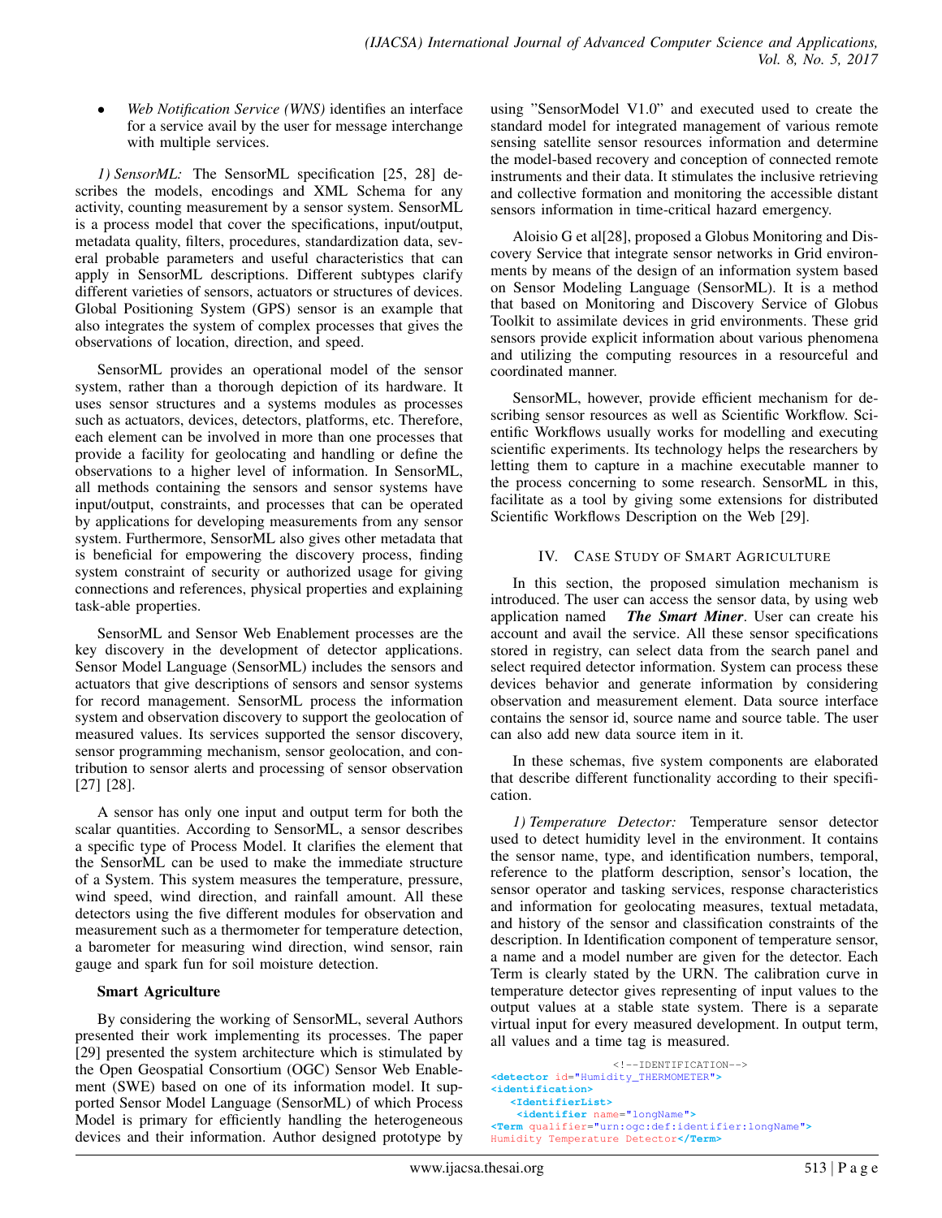- *Web Notification Service (WNS)* identifies an interface for a service avail by the user for message interchange with multiple services.

*1) SensorML:* The SensorML specification [25, 28] describes the models, encodings and XML Schema for any activity, counting measurement by a sensor system. SensorML is a process model that cover the specifications, input/output, metadata quality, filters, procedures, standardization data, several probable parameters and useful characteristics that can apply in SensorML descriptions. Different subtypes clarify different varieties of sensors, actuators or structures of devices. Global Positioning System (GPS) sensor is an example that also integrates the system of complex processes that gives the observations of location, direction, and speed.

SensorML provides an operational model of the sensor system, rather than a thorough depiction of its hardware. It uses sensor structures and a systems modules as processes such as actuators, devices, detectors, platforms, etc. Therefore, each element can be involved in more than one processes that provide a facility for geolocating and handling or define the observations to a higher level of information. In SensorML, all methods containing the sensors and sensor systems have input/output, constraints, and processes that can be operated by applications for developing measurements from any sensor system. Furthermore, SensorML also gives other metadata that is beneficial for empowering the discovery process, finding system constraint of security or authorized usage for giving connections and references, physical properties and explaining task-able properties.

SensorML and Sensor Web Enablement processes are the key discovery in the development of detector applications. Sensor Model Language (SensorML) includes the sensors and actuators that give descriptions of sensors and sensor systems for record management. SensorML process the information system and observation discovery to support the geolocation of measured values. Its services supported the sensor discovery, sensor programming mechanism, sensor geolocation, and contribution to sensor alerts and processing of sensor observation [27] [28].

A sensor has only one input and output term for both the scalar quantities. According to SensorML, a sensor describes a specific type of Process Model. It clarifies the element that the SensorML can be used to make the immediate structure of a System. This system measures the temperature, pressure, wind speed, wind direction, and rainfall amount. All these detectors using the five different modules for observation and measurement such as a thermometer for temperature detection, a barometer for measuring wind direction, wind sensor, rain gauge and spark fun for soil moisture detection.

**Smart Agriculture**

By considering the working of SensorML, several Authors presented their work implementing its processes. The paper [29] presented the system architecture which is stimulated by the Open Geospatial Consortium (OGC) Sensor Web Enablement (SWE) based on one of its information model. It supported Sensor Model Language (SensorML) of which Process Model is primary for efficiently handling the heterogeneous devices and their information. Author designed prototype by using "SensorModel V1.0" and executed used to create the standard model for integrated management of various remote sensing satellite sensor resources information and determine the model-based recovery and conception of connected remote instruments and their data. It stimulates the inclusive retrieving and collective formation and monitoring the accessible distant sensors information in time-critical hazard emergency.

Aloisio G et al[28], proposed a Globus Monitoring and Discovery Service that integrate sensor networks in Grid environments by means of the design of an information system based on Sensor Modeling Language (SensorML). It is a method that based on Monitoring and Discovery Service of Globus Toolkit to assimilate devices in grid environments. These grid sensors provide explicit information about various phenomena and utilizing the computing resources in a resourceful and coordinated manner.

SensorML, however, provide efficient mechanism for describing sensor resources as well as Scientific Workflow. Scientific Workflows usually works for modelling and executing scientific experiments. Its technology helps the researchers by letting them to capture in a machine executable manner to the process concerning to some research. SensorML in this, facilitate as a tool by giving some extensions for distributed Scientific Workflows Description on the Web [29].

## IV. Case Study of Smart Agriculture

In this section, the proposed simulation mechanism is introduced. The user can access the sensor data, by using web application named ***The Smart Miner***. User can create his account and avail the service. All these sensor specifications stored in registry, can select data from the search panel and select required detector information. System can process these devices behavior and generate information by considering observation and measurement element. Data source interface contains the sensor id, source name and source table. The user can also add new data source item in it.

In these schemas, five system components are elaborated that describe different functionality according to their specification.

*1) Temperature Detector:* Temperature sensor detector used to detect humidity level in the environment. It contains the sensor name, type, and identification numbers, temporal, reference to the platform description, sensor's location, the sensor operator and tasking services, response characteristics and information for geolocating measures, textual metadata, and history of the sensor and classification constraints of the description. In Identification component of temperature sensor, a name and a model number are given for the detector. Each Term is clearly stated by the URN. The calibration curve in temperature detector gives representing of input values to the output values at a stable state system. There is a separate virtual input for every measured development. In output term, all values and a time tag is measured.

```
                    <!--IDENTIFICATION-->
<detector id="Humidity_THERMOMETER">
<identification>
   <IdentifierList>
    <identifier name="longName">
<Term qualifier="urn:ogc:def:identifier:longName">
Humidity Temperature Detector</Term>
```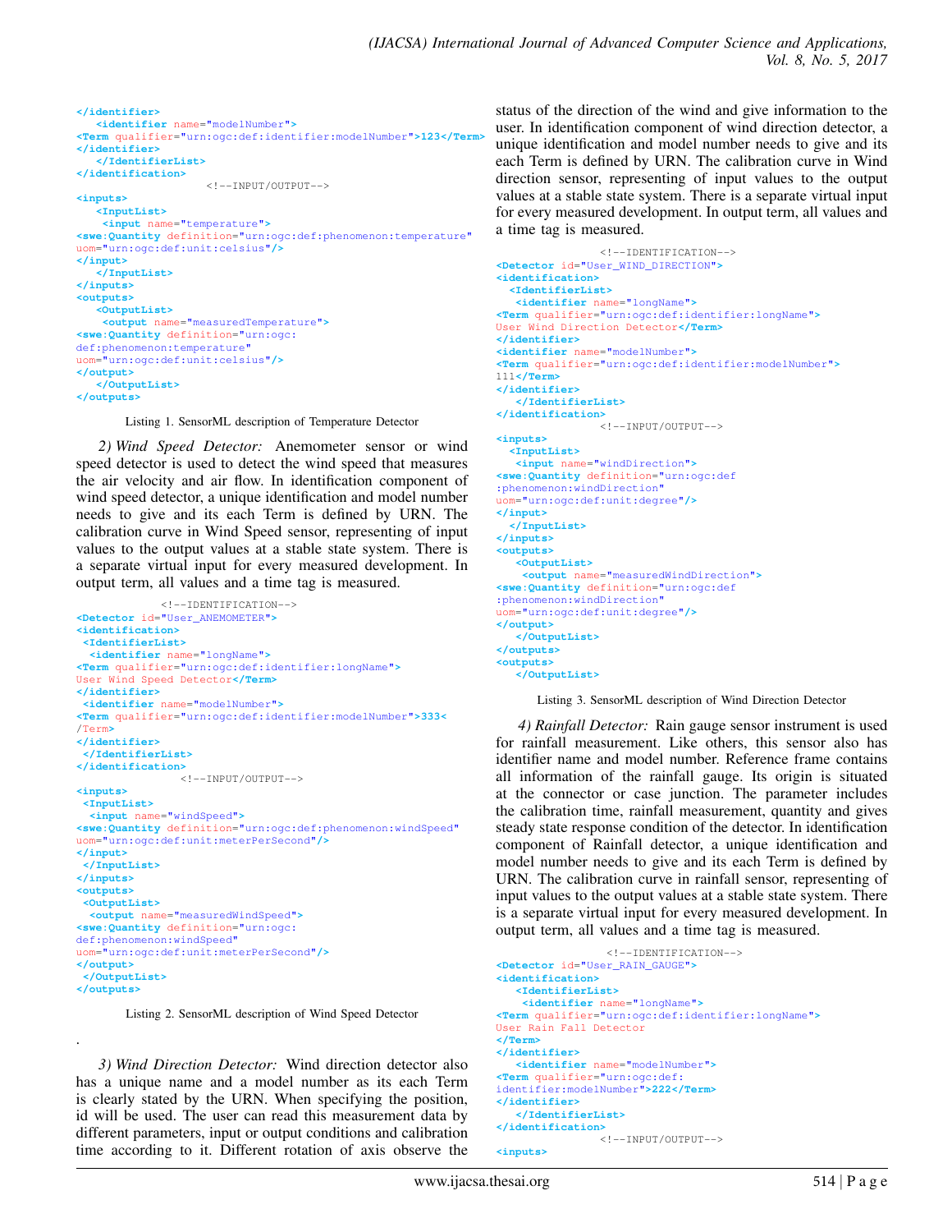```
</identifier>
   <identifier name="modelNumber">
<Term qualifier="urn:ogc:def:identifier:modelNumber">123</Term>
</identifier>
   </IdentifierList>
</identification>
                    <!--INPUT/OUTPUT-->
<inputs>
   <InputList>
    <input name="temperature">
<swe:Quantity definition="urn:ogc:def:phenomenon:temperature"
uom="urn:ogc:def:unit:celsius"/>
</input>
   </InputList>
</inputs>
<outputs>
   <OutputList>
    <output name="measuredTemperature">
<swe:Quantity definition="urn:ogc:
def:phenomenon:temperature"
uom="urn:ogc:def:unit:celsius"/>
</output>
   </OutputList>
</outputs>
```

Listing 1. SensorML description of Temperature Detector

*2) Wind Speed Detector:* Anemometer sensor or wind speed detector is used to detect the wind speed that measures the air velocity and air flow. In identification component of wind speed detector, a unique identification and model number needs to give and its each Term is defined by URN. The calibration curve in Wind Speed sensor, representing of input values to the output values at a stable state system. There is a separate virtual input for every measured development. In output term, all values and a time tag is measured.

```
             <!--IDENTIFICATION-->
<Detector id="User_ANEMOMETER">
<identification>
 <IdentifierList>
  <identifier name="longName">
<Term qualifier="urn:ogc:def:identifier:longName">
User Wind Speed Detector</Term>
</identifier>
 <identifier name="modelNumber">
<Term qualifier="urn:ogc:def:identifier:modelNumber">333<
/Term>
</identifier>
 </IdentifierList>
</identification>
                 <!--INPUT/OUTPUT-->
<inputs>
 <InputList>
  <input name="windSpeed">
<swe:Quantity definition="urn:ogc:def:phenomenon:windSpeed"
uom="urn:ogc:def:unit:meterPerSecond"/>
</input>
 </InputList>
</inputs>
<outputs>
 <OutputList>
  <output name="measuredWindSpeed">
<swe:Quantity definition="urn:ogc:
def:phenomenon:windSpeed"
uom="urn:ogc:def:unit:meterPerSecond"/>
</output>
 </OutputList>
</outputs>
```

Listing 2. SensorML description of Wind Speed Detector

.

*3) Wind Direction Detector:* Wind direction detector also has a unique name and a model number as its each Term is clearly stated by the URN. When specifying the position, id will be used. The user can read this measurement data by different parameters, input or output conditions and calibration time according to it. Different rotation of axis observe the status of the direction of the wind and give information to the user. In identification component of wind direction detector, a unique identification and model number needs to give and its each Term is defined by URN. The calibration curve in Wind direction sensor, representing of input values to the output values at a stable state system. There is a separate virtual input for every measured development. In output term, all values and a time tag is measured.

```
               <!--IDENTIFICATION-->
<Detector id="User_WIND_DIRECTION">
<identification>
  <IdentifierList>
   <identifier name="longName">
<Term qualifier="urn:ogc:def:identifier:longName">
User Wind Direction Detector</Term>
</identifier>
<identifier name="modelNumber">
<Term qualifier="urn:ogc:def:identifier:modelNumber">
111</Term>
</identifier>
   </IdentifierList>
</identification>
               <!--INPUT/OUTPUT-->
<inputs>
  <InputList>
   <input name="windDirection">
<swe:Quantity definition="urn:ogc:def
:phenomenon:windDirection"
uom="urn:ogc:def:unit:degree"/>
</input>
  </InputList>
</inputs>
<outputs>
   <OutputList>
    <output name="measuredWindDirection">
<swe:Quantity definition="urn:ogc:def
:phenomenon:windDirection"
uom="urn:ogc:def:unit:degree"/>
</output>
   </OutputList>
</outputs>
<outputs>
   </OutputList>
```

Listing 3. SensorML description of Wind Direction Detector

*4) Rainfall Detector:* Rain gauge sensor instrument is used for rainfall measurement. Like others, this sensor also has identifier name and model number. Reference frame contains all information of the rainfall gauge. Its origin is situated at the connector or case junction. The parameter includes the calibration time, rainfall measurement, quantity and gives steady state response condition of the detector. In identification component of Rainfall detector, a unique identification and model number needs to give and its each Term is defined by URN. The calibration curve in rainfall sensor, representing of input values to the output values at a stable state system. There is a separate virtual input for every measured development. In output term, all values and a time tag is measured.

```
                <!--IDENTIFICATION-->
<Detector id="User_RAIN_GAUGE">
<identification>
   <IdentifierList>
    <identifier name="longName">
<Term qualifier="urn:ogc:def:identifier:longName">
User Rain Fall Detector
</Term>
</identifier>
   <identifier name="modelNumber">
<Term qualifier="urn:ogc:def:
identifier:modelNumber">222</Term>
</identifier>
   </IdentifierList>
</identification>
               <!--INPUT/OUTPUT-->
<inputs>
```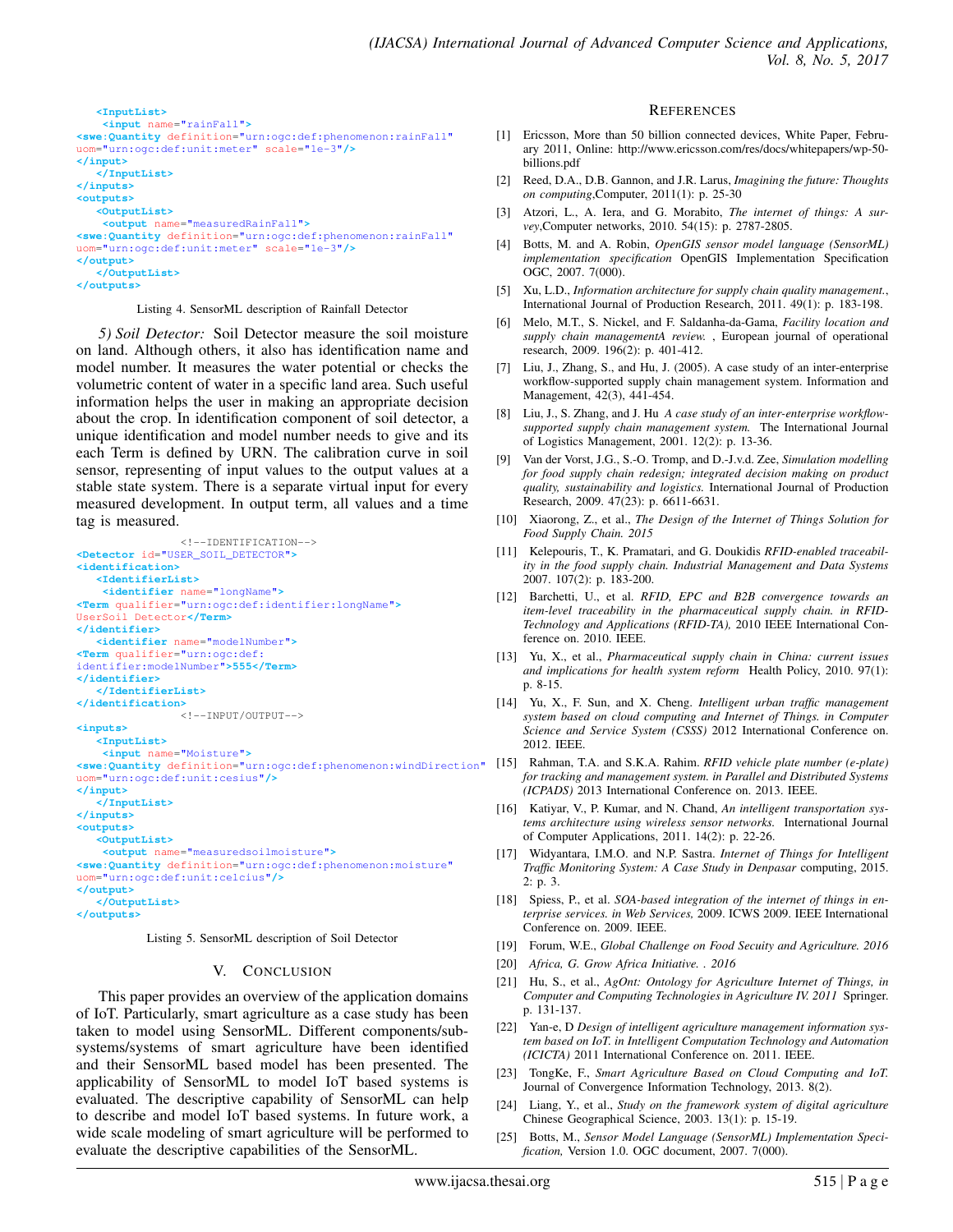```
    <InputList>
     <input name="rainFall">
<swe:Quantity definition="urn:ogc:def:phenomenon:rainFall"
uom="urn:ogc:def:unit:meter" scale="1e-3"/>
</input>
    </InputList>
</inputs>
<outputs>
    <OutputList>
     <output name="measuredRainFall">
<swe:Quantity definition="urn:ogc:def:phenomenon:rainFall"
uom="urn:ogc:def:unit:meter" scale="1e-3"/>
</output>
    </OutputList>
</outputs>
```

Listing 4. SensorML description of Rainfall Detector

*5) Soil Detector:* Soil Detector measure the soil moisture on land. Although others, it also has identification name and model number. It measures the water potential or checks the volumetric content of water in a specific land area. Such useful information helps the user in making an appropriate decision about the crop. In identification component of soil detector, a unique identification and model number needs to give and its each Term is defined by URN. The calibration curve in soil sensor, representing of input values to the output values at a stable state system. There is a separate virtual input for every measured development. In output term, all values and a time tag is measured.

```
              <!--IDENTIFICATION-->
<Detector id="USER_SOIL_DETECTOR">
<identification>
    <IdentifierList>
     <identifier name="longName">
<Term qualifier="urn:ogc:def:identifier:longName">
UserSoil Detector</Term>
</identifier>
    <identifier name="modelNumber">
<Term qualifier="urn:ogc:def:
identifier:modelNumber">555</Term>
</identifier>
    </IdentifierList>
</identification>
              <!--INPUT/OUTPUT-->
<inputs>
    <InputList>
     <input name="Moisture">
<swe:Quantity definition="urn:ogc:def:phenomenon:windDirection"
uom="urn:ogc:def:unit:cesius"/>
</input>
    </InputList>
</inputs>
<outputs>
    <OutputList>
     <output name="measuredsoilmoisture">
<swe:Quantity definition="urn:ogc:def:phenomenon:moisture"
uom="urn:ogc:def:unit:celcius"/>
</output>
    </OutputList>
</outputs>
```

Listing 5. SensorML description of Soil Detector

## V. Conclusion

This paper provides an overview of the application domains of IoT. Particularly, smart agriculture as a case study has been taken to model using SensorML. Different components/sub-systems/systems of smart agriculture have been identified and their SensorML based model has been presented. The applicability of SensorML to model IoT based systems is evaluated. The descriptive capability of SensorML can help to describe and model IoT based systems. In future work, a wide scale modeling of smart agriculture will be performed to evaluate the descriptive capabilities of the SensorML.

## References

[1] Ericsson, More than 50 billion connected devices, White Paper, February 2011, Online: http://www.ericsson.com/res/docs/whitepapers/wp-50-billions.pdf

[2] Reed, D.A., D.B. Gannon, and J.R. Larus, *Imagining the future: Thoughts on computing*,Computer, 2011(1): p. 25-30

[3] Atzori, L., A. Iera, and G. Morabito, *The internet of things: A survey*,Computer networks, 2010. 54(15): p. 2787-2805.

[4] Botts, M. and A. Robin, *OpenGIS sensor model language (SensorML) implementation specification* OpenGIS Implementation Specification OGC, 2007. 7(000).

[5] Xu, L.D., *Information architecture for supply chain quality management.*, International Journal of Production Research, 2011. 49(1): p. 183-198.

[6] Melo, M.T., S. Nickel, and F. Saldanha-da-Gama, *Facility location and supply chain managementA review.* , European journal of operational research, 2009. 196(2): p. 401-412.

[7] Liu, J., Zhang, S., and Hu, J. (2005). A case study of an inter-enterprise workflow-supported supply chain management system. Information and Management, 42(3), 441-454.

[8] Liu, J., S. Zhang, and J. Hu *A case study of an inter-enterprise workflow-supported supply chain management system.* The International Journal of Logistics Management, 2001. 12(2): p. 13-36.

[9] Van der Vorst, J.G., S.-O. Tromp, and D.-J.v.d. Zee, *Simulation modelling for food supply chain redesign; integrated decision making on product quality, sustainability and logistics.* International Journal of Production Research, 2009. 47(23): p. 6611-6631.

[10] Xiaorong, Z., et al., *The Design of the Internet of Things Solution for Food Supply Chain. 2015*

[11] Kelepouris, T., K. Pramatari, and G. Doukidis *RFID-enabled traceability in the food supply chain. Industrial Management and Data Systems* 2007. 107(2): p. 183-200.

[12] Barchetti, U., et al. *RFID, EPC and B2B convergence towards an item-level traceability in the pharmaceutical supply chain. in RFID-Technology and Applications (RFID-TA),* 2010 IEEE International Conference on. 2010. IEEE.

[13] Yu, X., et al., *Pharmaceutical supply chain in China: current issues and implications for health system reform* Health Policy, 2010. 97(1): p. 8-15.

[14] Yu, X., F. Sun, and X. Cheng. *Intelligent urban traffic management system based on cloud computing and Internet of Things. in Computer Science and Service System (CSSS)* 2012 International Conference on. 2012. IEEE.

[15] Rahman, T.A. and S.K.A. Rahim. *RFID vehicle plate number (e-plate) for tracking and management system. in Parallel and Distributed Systems (ICPADS)* 2013 International Conference on. 2013. IEEE.

[16] Katiyar, V., P. Kumar, and N. Chand, *An intelligent transportation systems architecture using wireless sensor networks.* International Journal of Computer Applications, 2011. 14(2): p. 22-26.

[17] Widyantara, I.M.O. and N.P. Sastra. *Internet of Things for Intelligent Traffic Monitoring System: A Case Study in Denpasar* computing, 2015. 2: p. 3.

[18] Spiess, P., et al. *SOA-based integration of the internet of things in enterprise services. in Web Services,* 2009. ICWS 2009. IEEE International Conference on. 2009. IEEE.

[19] Forum, W.E., *Global Challenge on Food Secuity and Agriculture. 2016*

[20] *Africa, G. Grow Africa Initiative. . 2016*

[21] Hu, S., et al., *AgOnt: Ontology for Agriculture Internet of Things, in Computer and Computing Technologies in Agriculture IV. 2011* Springer. p. 131-137.

[22] Yan-e, D *Design of intelligent agriculture management information system based on IoT. in Intelligent Computation Technology and Automation (ICICTA)* 2011 International Conference on. 2011. IEEE.

[23] TongKe, F., *Smart Agriculture Based on Cloud Computing and IoT.* Journal of Convergence Information Technology, 2013. 8(2).

[24] Liang, Y., et al., *Study on the framework system of digital agriculture* Chinese Geographical Science, 2003. 13(1): p. 15-19.

[25] Botts, M., *Sensor Model Language (SensorML) Implementation Specification,* Version 1.0. OGC document, 2007. 7(000).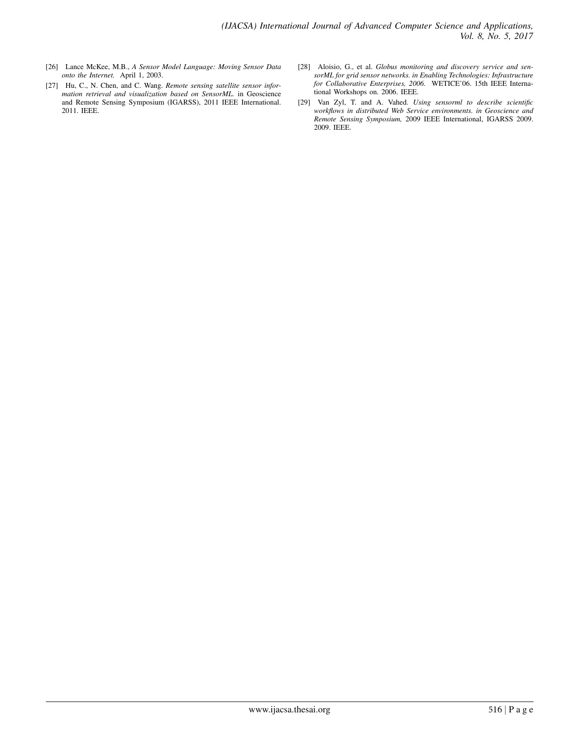[26] Lance McKee, M.B., *A Sensor Model Language: Moving Sensor Data onto the Internet.* April 1, 2003.

[27] Hu, C., N. Chen, and C. Wang. *Remote sensing satellite sensor information retrieval and visualization based on SensorML.* in Geoscience and Remote Sensing Symposium (IGARSS), 2011 IEEE International. 2011. IEEE.

[28] Aloisio, G., et al. *Globus monitoring and discovery service and sensorML for grid sensor networks. in Enabling Technologies: Infrastructure for Collaborative Enterprises, 2006.* WETICE'06. 15th IEEE International Workshops on. 2006. IEEE.

[29] Van Zyl, T. and A. Vahed. *Using sensorml to describe scientific workflows in distributed Web Service environments. in Geoscience and Remote Sensing Symposium,* 2009 IEEE International, IGARSS 2009. 2009. IEEE.